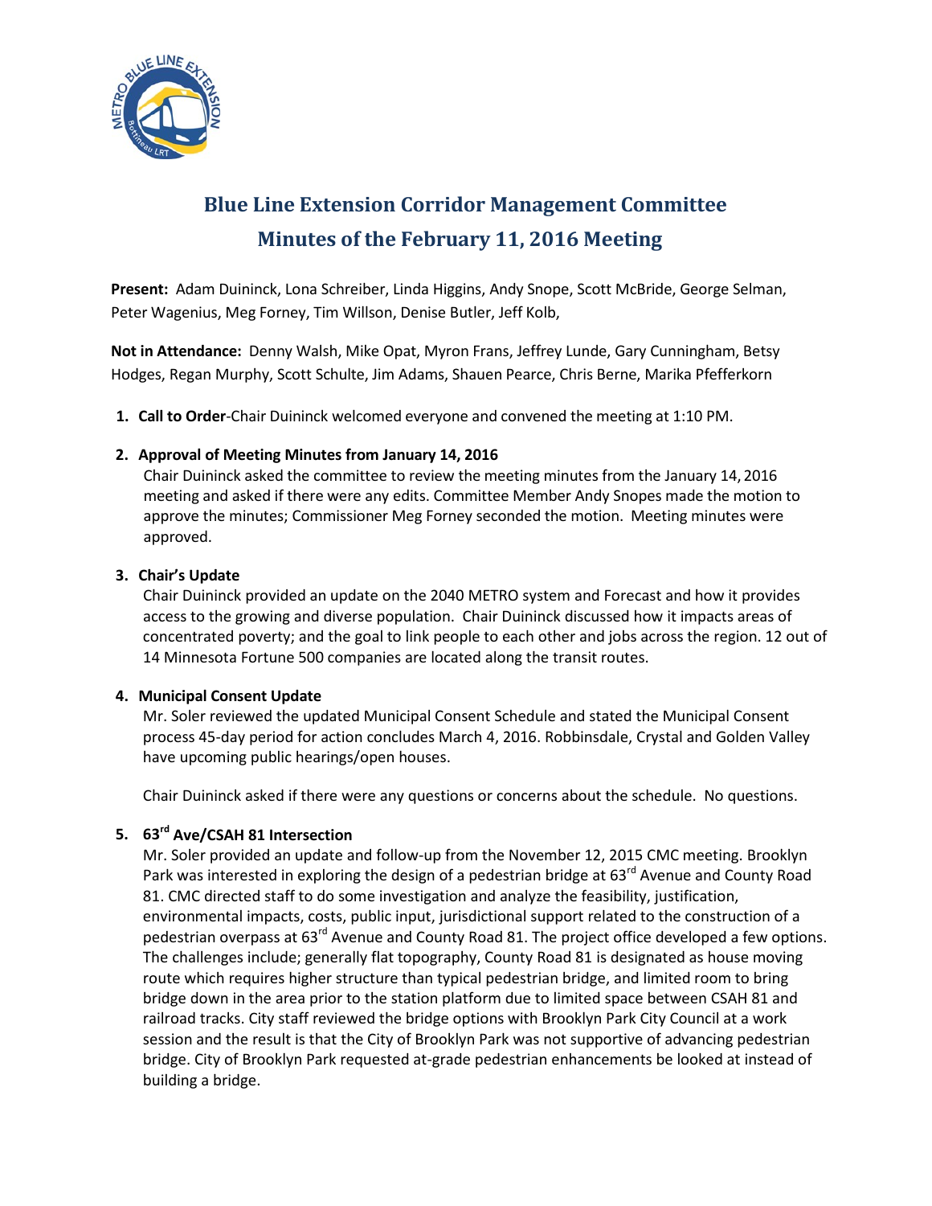# Blue Line Extension Corridor Management Committee

## Minutes of the February 11, 2016 Meeting

**Present:** Adam Duininck, Lona Schreiber, Linda Higgins, Andy Snope, Scott McBride, George Selman, Peter Wagenius, Meg Forney, Tim Willson, Denise Butler, Jeff Kolb,

**Not in Attendance:** Denny Walsh, Mike Opat, Myron Frans, Jeffrey Lunde, Gary Cunningham, Betsy Hodges, Regan Murphy, Scott Schulte, Jim Adams, Shauen Pearce, Chris Berne, Marika Pfefferkorn

1. **Call to Order**-Chair Duininck welcomed everyone and convened the meeting at 1:10 PM.

2. **Approval of Meeting Minutes from January 14, 2016**
   Chair Duininck asked the committee to review the meeting minutes from the January 14, 2016 meeting and asked if there were any edits. Committee Member Andy Snopes made the motion to approve the minutes; Commissioner Meg Forney seconded the motion. Meeting minutes were approved.

3. **Chair's Update**
   Chair Duininck provided an update on the 2040 METRO system and Forecast and how it provides access to the growing and diverse population. Chair Duininck discussed how it impacts areas of concentrated poverty; and the goal to link people to each other and jobs across the region. 12 out of 14 Minnesota Fortune 500 companies are located along the transit routes.

4. **Municipal Consent Update**
   Mr. Soler reviewed the updated Municipal Consent Schedule and stated the Municipal Consent process 45-day period for action concludes March 4, 2016. Robbinsdale, Crystal and Golden Valley have upcoming public hearings/open houses.

   Chair Duininck asked if there were any questions or concerns about the schedule. No questions.

5. **63rd Ave/CSAH 81 Intersection**
   Mr. Soler provided an update and follow-up from the November 12, 2015 CMC meeting. Brooklyn Park was interested in exploring the design of a pedestrian bridge at 63rd Avenue and County Road 81. CMC directed staff to do some investigation and analyze the feasibility, justification, environmental impacts, costs, public input, jurisdictional support related to the construction of a pedestrian overpass at 63rd Avenue and County Road 81. The project office developed a few options. The challenges include; generally flat topography, County Road 81 is designated as house moving route which requires higher structure than typical pedestrian bridge, and limited room to bring bridge down in the area prior to the station platform due to limited space between CSAH 81 and railroad tracks. City staff reviewed the bridge options with Brooklyn Park City Council at a work session and the result is that the City of Brooklyn Park was not supportive of advancing pedestrian bridge. City of Brooklyn Park requested at-grade pedestrian enhancements be looked at instead of building a bridge.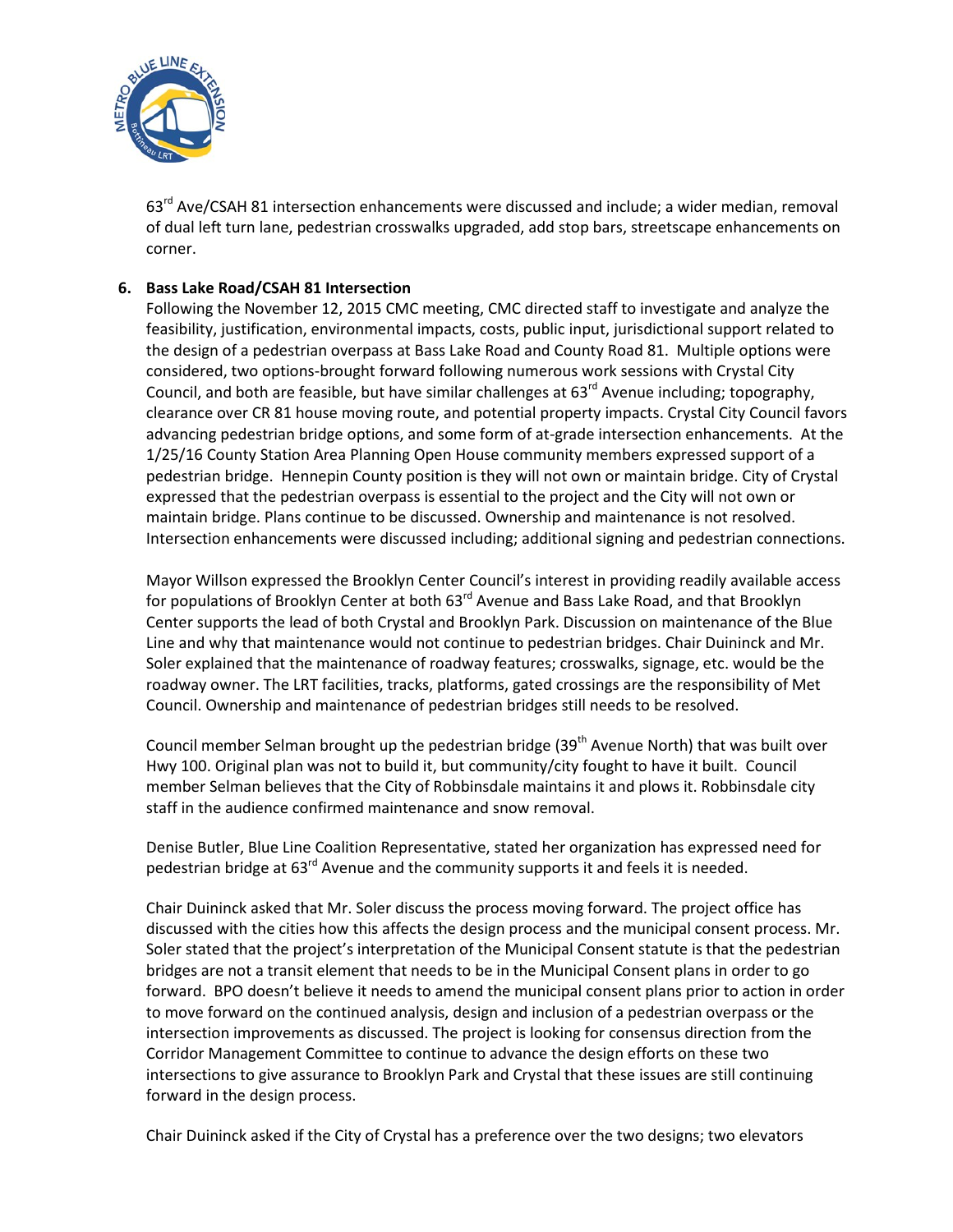63rd Ave/CSAH 81 intersection enhancements were discussed and include; a wider median, removal of dual left turn lane, pedestrian crosswalks upgraded, add stop bars, streetscape enhancements on corner.

6. **Bass Lake Road/CSAH 81 Intersection**

Following the November 12, 2015 CMC meeting, CMC directed staff to investigate and analyze the feasibility, justification, environmental impacts, costs, public input, jurisdictional support related to the design of a pedestrian overpass at Bass Lake Road and County Road 81. Multiple options were considered, two options-brought forward following numerous work sessions with Crystal City Council, and both are feasible, but have similar challenges at 63rd Avenue including; topography, clearance over CR 81 house moving route, and potential property impacts. Crystal City Council favors advancing pedestrian bridge options, and some form of at-grade intersection enhancements. At the 1/25/16 County Station Area Planning Open House community members expressed support of a pedestrian bridge. Hennepin County position is they will not own or maintain bridge. City of Crystal expressed that the pedestrian overpass is essential to the project and the City will not own or maintain bridge. Plans continue to be discussed. Ownership and maintenance is not resolved. Intersection enhancements were discussed including; additional signing and pedestrian connections.

Mayor Willson expressed the Brooklyn Center Council's interest in providing readily available access for populations of Brooklyn Center at both 63rd Avenue and Bass Lake Road, and that Brooklyn Center supports the lead of both Crystal and Brooklyn Park. Discussion on maintenance of the Blue Line and why that maintenance would not continue to pedestrian bridges. Chair Duininck and Mr. Soler explained that the maintenance of roadway features; crosswalks, signage, etc. would be the roadway owner. The LRT facilities, tracks, platforms, gated crossings are the responsibility of Met Council. Ownership and maintenance of pedestrian bridges still needs to be resolved.

Council member Selman brought up the pedestrian bridge (39th Avenue North) that was built over Hwy 100. Original plan was not to build it, but community/city fought to have it built. Council member Selman believes that the City of Robbinsdale maintains it and plows it. Robbinsdale city staff in the audience confirmed maintenance and snow removal.

Denise Butler, Blue Line Coalition Representative, stated her organization has expressed need for pedestrian bridge at 63rd Avenue and the community supports it and feels it is needed.

Chair Duininck asked that Mr. Soler discuss the process moving forward. The project office has discussed with the cities how this affects the design process and the municipal consent process. Mr. Soler stated that the project's interpretation of the Municipal Consent statute is that the pedestrian bridges are not a transit element that needs to be in the Municipal Consent plans in order to go forward. BPO doesn't believe it needs to amend the municipal consent plans prior to action in order to move forward on the continued analysis, design and inclusion of a pedestrian overpass or the intersection improvements as discussed. The project is looking for consensus direction from the Corridor Management Committee to continue to advance the design efforts on these two intersections to give assurance to Brooklyn Park and Crystal that these issues are still continuing forward in the design process.

Chair Duininck asked if the City of Crystal has a preference over the two designs; two elevators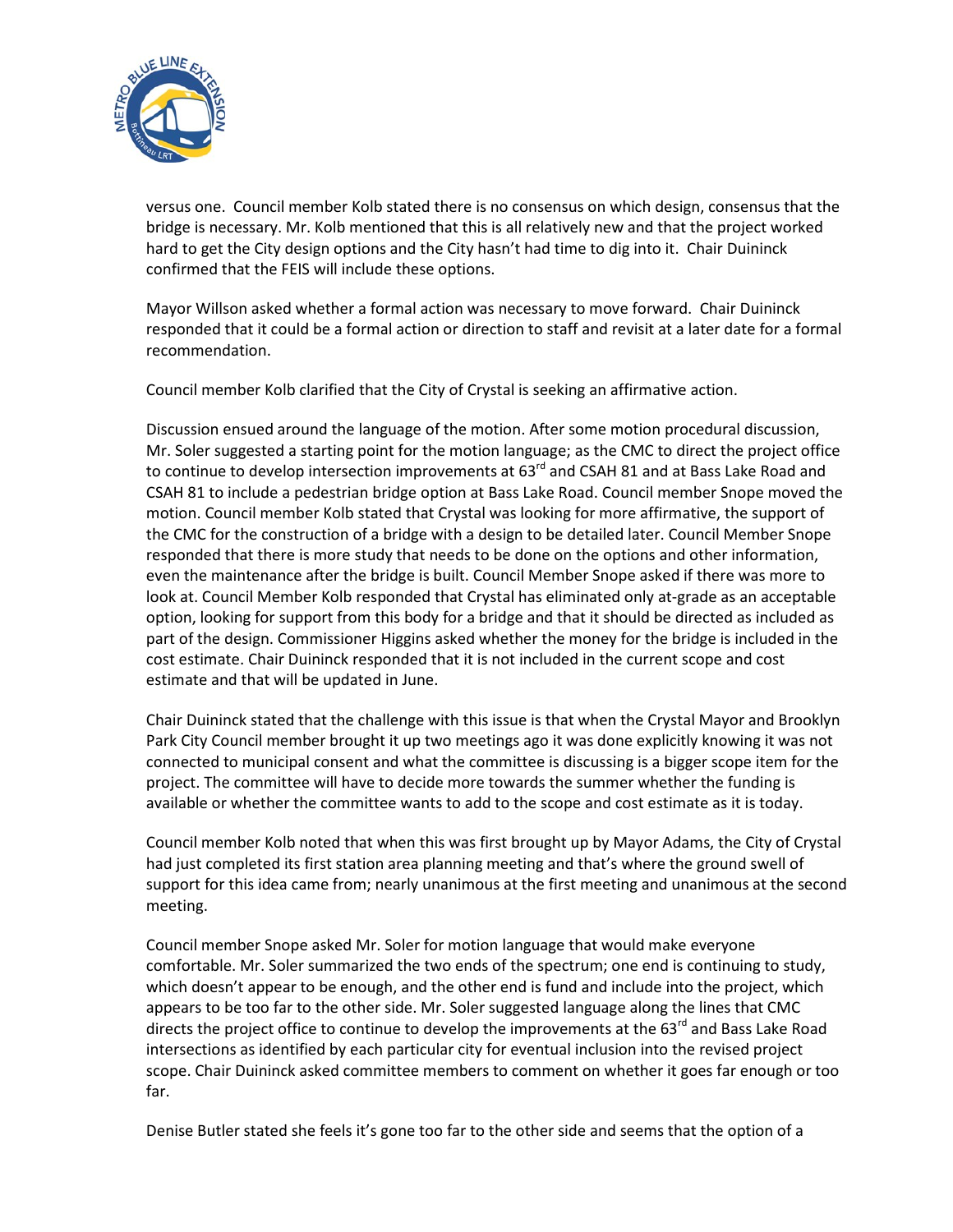versus one. Council member Kolb stated there is no consensus on which design, consensus that the bridge is necessary. Mr. Kolb mentioned that this is all relatively new and that the project worked hard to get the City design options and the City hasn't had time to dig into it. Chair Duininck confirmed that the FEIS will include these options.

Mayor Willson asked whether a formal action was necessary to move forward. Chair Duininck responded that it could be a formal action or direction to staff and revisit at a later date for a formal recommendation.

Council member Kolb clarified that the City of Crystal is seeking an affirmative action.

Discussion ensued around the language of the motion. After some motion procedural discussion, Mr. Soler suggested a starting point for the motion language; as the CMC to direct the project office to continue to develop intersection improvements at 63rd and CSAH 81 and at Bass Lake Road and CSAH 81 to include a pedestrian bridge option at Bass Lake Road. Council member Snope moved the motion. Council member Kolb stated that Crystal was looking for more affirmative, the support of the CMC for the construction of a bridge with a design to be detailed later. Council Member Snope responded that there is more study that needs to be done on the options and other information, even the maintenance after the bridge is built. Council Member Snope asked if there was more to look at. Council Member Kolb responded that Crystal has eliminated only at-grade as an acceptable option, looking for support from this body for a bridge and that it should be directed as included as part of the design. Commissioner Higgins asked whether the money for the bridge is included in the cost estimate. Chair Duininck responded that it is not included in the current scope and cost estimate and that will be updated in June.

Chair Duininck stated that the challenge with this issue is that when the Crystal Mayor and Brooklyn Park City Council member brought it up two meetings ago it was done explicitly knowing it was not connected to municipal consent and what the committee is discussing is a bigger scope item for the project. The committee will have to decide more towards the summer whether the funding is available or whether the committee wants to add to the scope and cost estimate as it is today.

Council member Kolb noted that when this was first brought up by Mayor Adams, the City of Crystal had just completed its first station area planning meeting and that's where the ground swell of support for this idea came from; nearly unanimous at the first meeting and unanimous at the second meeting.

Council member Snope asked Mr. Soler for motion language that would make everyone comfortable. Mr. Soler summarized the two ends of the spectrum; one end is continuing to study, which doesn't appear to be enough, and the other end is fund and include into the project, which appears to be too far to the other side. Mr. Soler suggested language along the lines that CMC directs the project office to continue to develop the improvements at the 63rd and Bass Lake Road intersections as identified by each particular city for eventual inclusion into the revised project scope. Chair Duininck asked committee members to comment on whether it goes far enough or too far.

Denise Butler stated she feels it's gone too far to the other side and seems that the option of a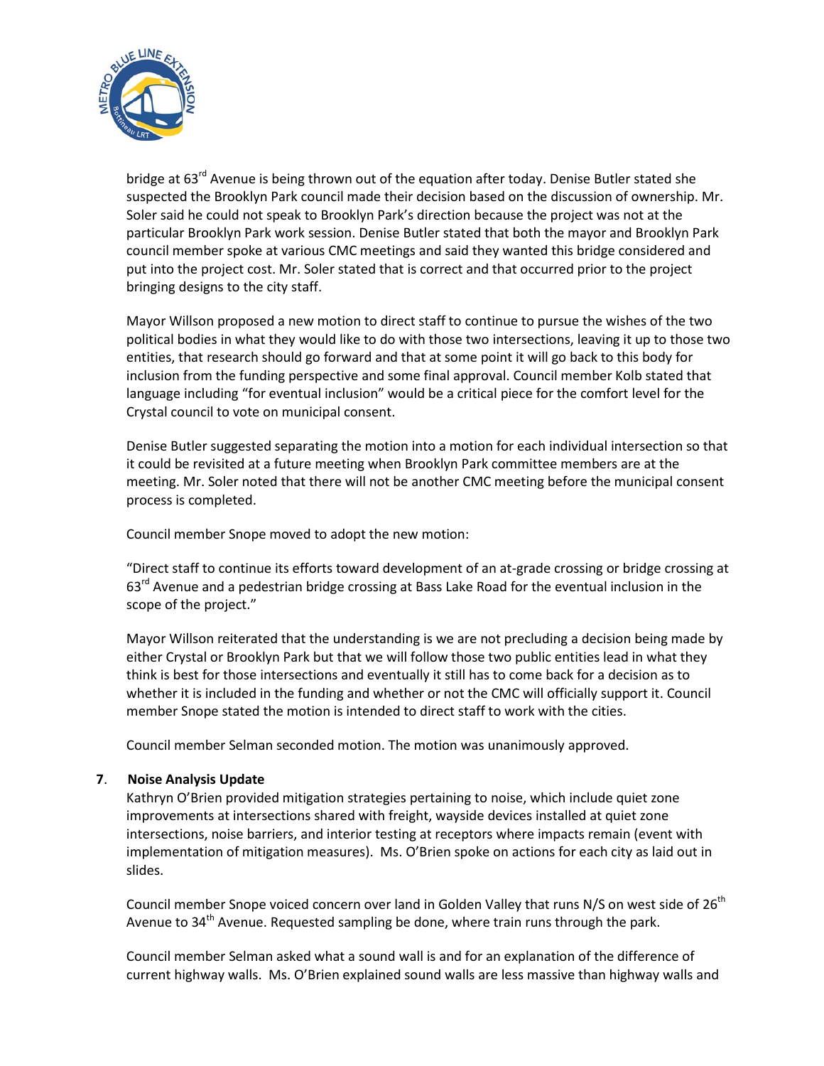bridge at 63rd Avenue is being thrown out of the equation after today. Denise Butler stated she suspected the Brooklyn Park council made their decision based on the discussion of ownership. Mr. Soler said he could not speak to Brooklyn Park's direction because the project was not at the particular Brooklyn Park work session. Denise Butler stated that both the mayor and Brooklyn Park council member spoke at various CMC meetings and said they wanted this bridge considered and put into the project cost. Mr. Soler stated that is correct and that occurred prior to the project bringing designs to the city staff.

Mayor Willson proposed a new motion to direct staff to continue to pursue the wishes of the two political bodies in what they would like to do with those two intersections, leaving it up to those two entities, that research should go forward and that at some point it will go back to this body for inclusion from the funding perspective and some final approval. Council member Kolb stated that language including "for eventual inclusion" would be a critical piece for the comfort level for the Crystal council to vote on municipal consent.

Denise Butler suggested separating the motion into a motion for each individual intersection so that it could be revisited at a future meeting when Brooklyn Park committee members are at the meeting. Mr. Soler noted that there will not be another CMC meeting before the municipal consent process is completed.

Council member Snope moved to adopt the new motion:

"Direct staff to continue its efforts toward development of an at-grade crossing or bridge crossing at 63rd Avenue and a pedestrian bridge crossing at Bass Lake Road for the eventual inclusion in the scope of the project."

Mayor Willson reiterated that the understanding is we are not precluding a decision being made by either Crystal or Brooklyn Park but that we will follow those two public entities lead in what they think is best for those intersections and eventually it still has to come back for a decision as to whether it is included in the funding and whether or not the CMC will officially support it. Council member Snope stated the motion is intended to direct staff to work with the cities.

Council member Selman seconded motion. The motion was unanimously approved.

**7. Noise Analysis Update**

Kathryn O'Brien provided mitigation strategies pertaining to noise, which include quiet zone improvements at intersections shared with freight, wayside devices installed at quiet zone intersections, noise barriers, and interior testing at receptors where impacts remain (event with implementation of mitigation measures). Ms. O'Brien spoke on actions for each city as laid out in slides.

Council member Snope voiced concern over land in Golden Valley that runs N/S on west side of 26th Avenue to 34th Avenue. Requested sampling be done, where train runs through the park.

Council member Selman asked what a sound wall is and for an explanation of the difference of current highway walls. Ms. O'Brien explained sound walls are less massive than highway walls and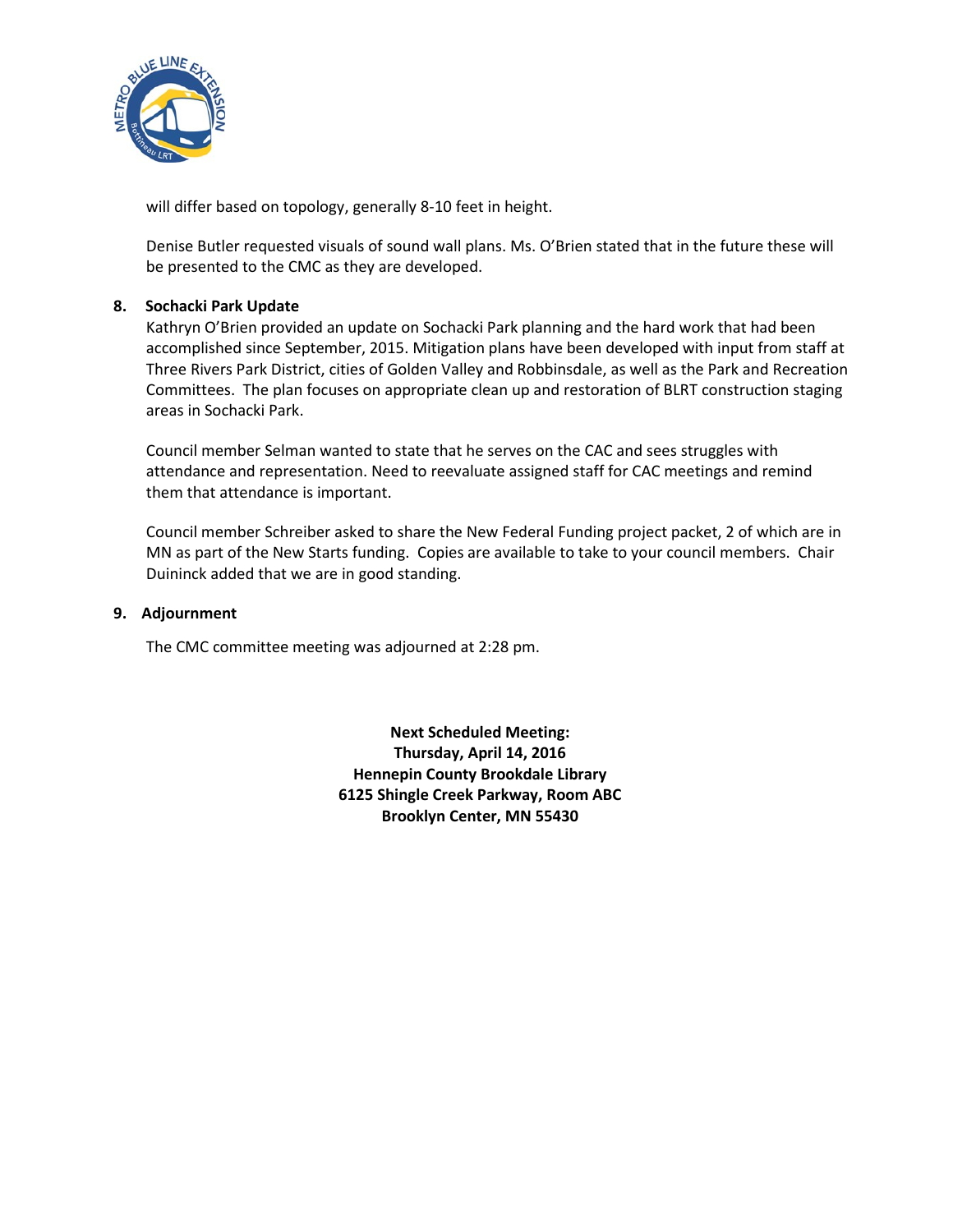will differ based on topology, generally 8-10 feet in height.

Denise Butler requested visuals of sound wall plans. Ms. O'Brien stated that in the future these will be presented to the CMC as they are developed.

**8. Sochacki Park Update**

Kathryn O'Brien provided an update on Sochacki Park planning and the hard work that had been accomplished since September, 2015. Mitigation plans have been developed with input from staff at Three Rivers Park District, cities of Golden Valley and Robbinsdale, as well as the Park and Recreation Committees. The plan focuses on appropriate clean up and restoration of BLRT construction staging areas in Sochacki Park.

Council member Selman wanted to state that he serves on the CAC and sees struggles with attendance and representation. Need to reevaluate assigned staff for CAC meetings and remind them that attendance is important.

Council member Schreiber asked to share the New Federal Funding project packet, 2 of which are in MN as part of the New Starts funding. Copies are available to take to your council members. Chair Duininck added that we are in good standing.

**9. Adjournment**

The CMC committee meeting was adjourned at 2:28 pm.

**Next Scheduled Meeting:**
**Thursday, April 14, 2016**
**Hennepin County Brookdale Library**
**6125 Shingle Creek Parkway, Room ABC**
**Brooklyn Center, MN 55430**